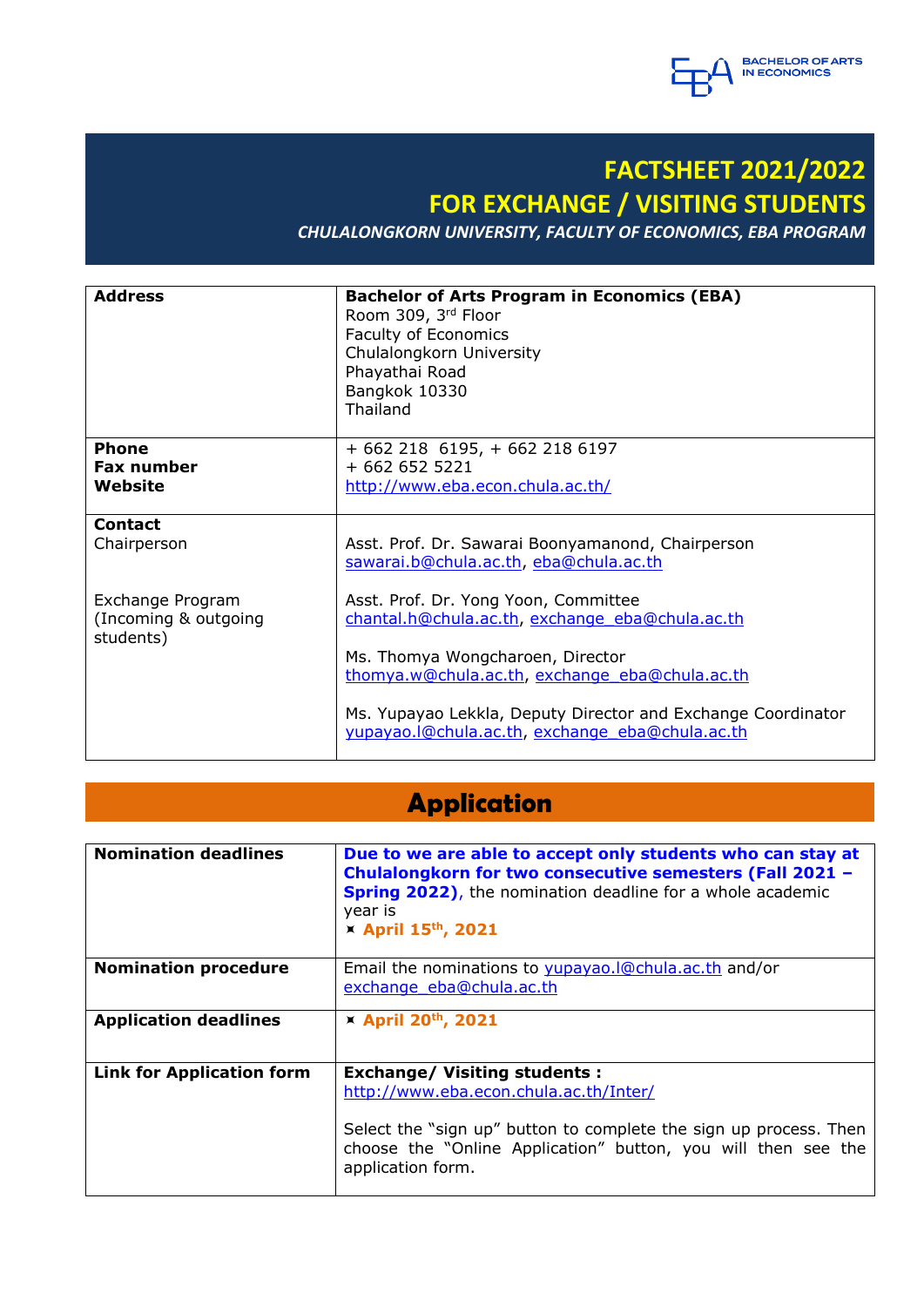BACHELOR OF ARTS IN ECONOMICS

# FACTSHEET 2021/2022
# FOR EXCHANGE / VISITING STUDENTS

*CHULALONGKORN UNIVERSITY, FACULTY OF ECONOMICS, EBA PROGRAM*

| | |
|---|---|
| **Address** | **Bachelor of Arts Program in Economics (EBA)**<br>Room 309, 3rd Floor<br>Faculty of Economics<br>Chulalongkorn University<br>Phayathai Road<br>Bangkok 10330<br>Thailand |
| **Phone**<br>**Fax number**<br>**Website** | + 662 218 6195, + 662 218 6197<br>+ 662 652 5221<br>http://www.eba.econ.chula.ac.th/ |
| **Contact**<br>Chairperson<br><br>Exchange Program (Incoming & outgoing students) | Asst. Prof. Dr. Sawarai Boonyamanond, Chairperson<br>sawarai.b@chula.ac.th, eba@chula.ac.th<br><br>Asst. Prof. Dr. Yong Yoon, Committee<br>chantal.h@chula.ac.th, exchange_eba@chula.ac.th<br><br>Ms. Thomya Wongcharoen, Director<br>thomya.w@chula.ac.th, exchange_eba@chula.ac.th<br><br>Ms. Yupayao Lekkla, Deputy Director and Exchange Coordinator<br>yupayao.l@chula.ac.th, exchange_eba@chula.ac.th |

## Application

| | |
|---|---|
| **Nomination deadlines** | **Due to we are able to accept only students who can stay at Chulalongkorn for two consecutive semesters (Fall 2021 – Spring 2022)**, the nomination deadline for a whole academic year is<br>⌘ **April 15th, 2021** |
| **Nomination procedure** | Email the nominations to yupayao.l@chula.ac.th and/or exchange_eba@chula.ac.th |
| **Application deadlines** | ⌘ **April 20th, 2021** |
| **Link for Application form** | **Exchange/ Visiting students :**<br>http://www.eba.econ.chula.ac.th/Inter/<br><br>Select the "sign up" button to complete the sign up process. Then choose the "Online Application" button, you will then see the application form. |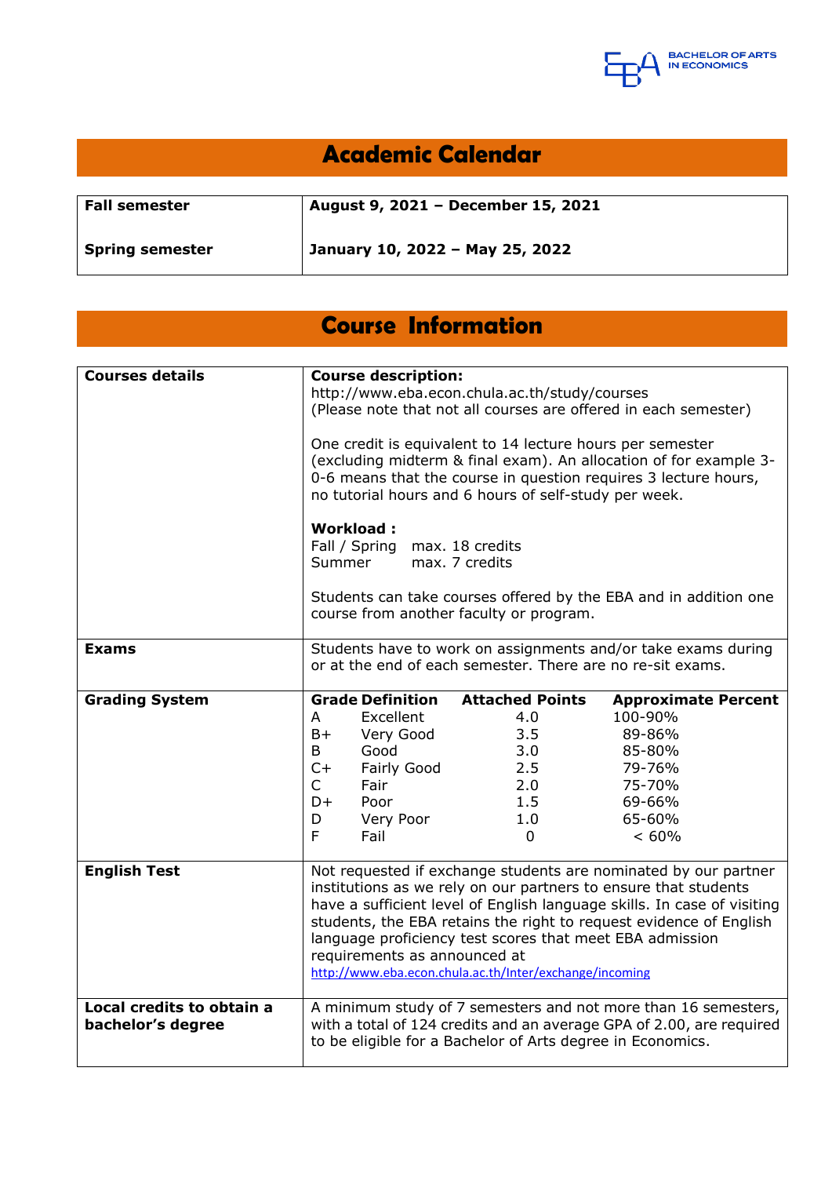# Academic Calendar

| | |
|---|---|
| **Fall semester** | **August 9, 2021 – December 15, 2021** |
| **Spring semester** | **January 10, 2022 – May 25, 2022** |

# Course Information

| | |
|---|---|
| **Courses details** | **Course description:**<br>http://www.eba.econ.chula.ac.th/study/courses<br>(Please note that not all courses are offered in each semester)<br><br>One credit is equivalent to 14 lecture hours per semester (excluding midterm & final exam). An allocation of for example 3-0-6 means that the course in question requires 3 lecture hours, no tutorial hours and 6 hours of self-study per week.<br><br>**Workload :**<br>Fall / Spring max. 18 credits<br>Summer max. 7 credits<br><br>Students can take courses offered by the EBA and in addition one course from another faculty or program. |
| **Exams** | Students have to work on assignments and/or take exams during or at the end of each semester. There are no re-sit exams. |
| **Grading System** | **Grade Definition** / **Attached Points** / **Approximate Percent**<br>A Excellent 4.0 100-90%<br>B+ Very Good 3.5 89-86%<br>B Good 3.0 85-80%<br>C+ Fairly Good 2.5 79-76%<br>C Fair 2.0 75-70%<br>D+ Poor 1.5 69-66%<br>D Very Poor 1.0 65-60%<br>F Fail 0 < 60% |
| **English Test** | Not requested if exchange students are nominated by our partner institutions as we rely on our partners to ensure that students have a sufficient level of English language skills. In case of visiting students, the EBA retains the right to request evidence of English language proficiency test scores that meet EBA admission requirements as announced at<br>http://www.eba.econ.chula.ac.th/Inter/exchange/incoming |
| **Local credits to obtain a bachelor's degree** | A minimum study of 7 semesters and not more than 16 semesters, with a total of 124 credits and an average GPA of 2.00, are required to be eligible for a Bachelor of Arts degree in Economics. |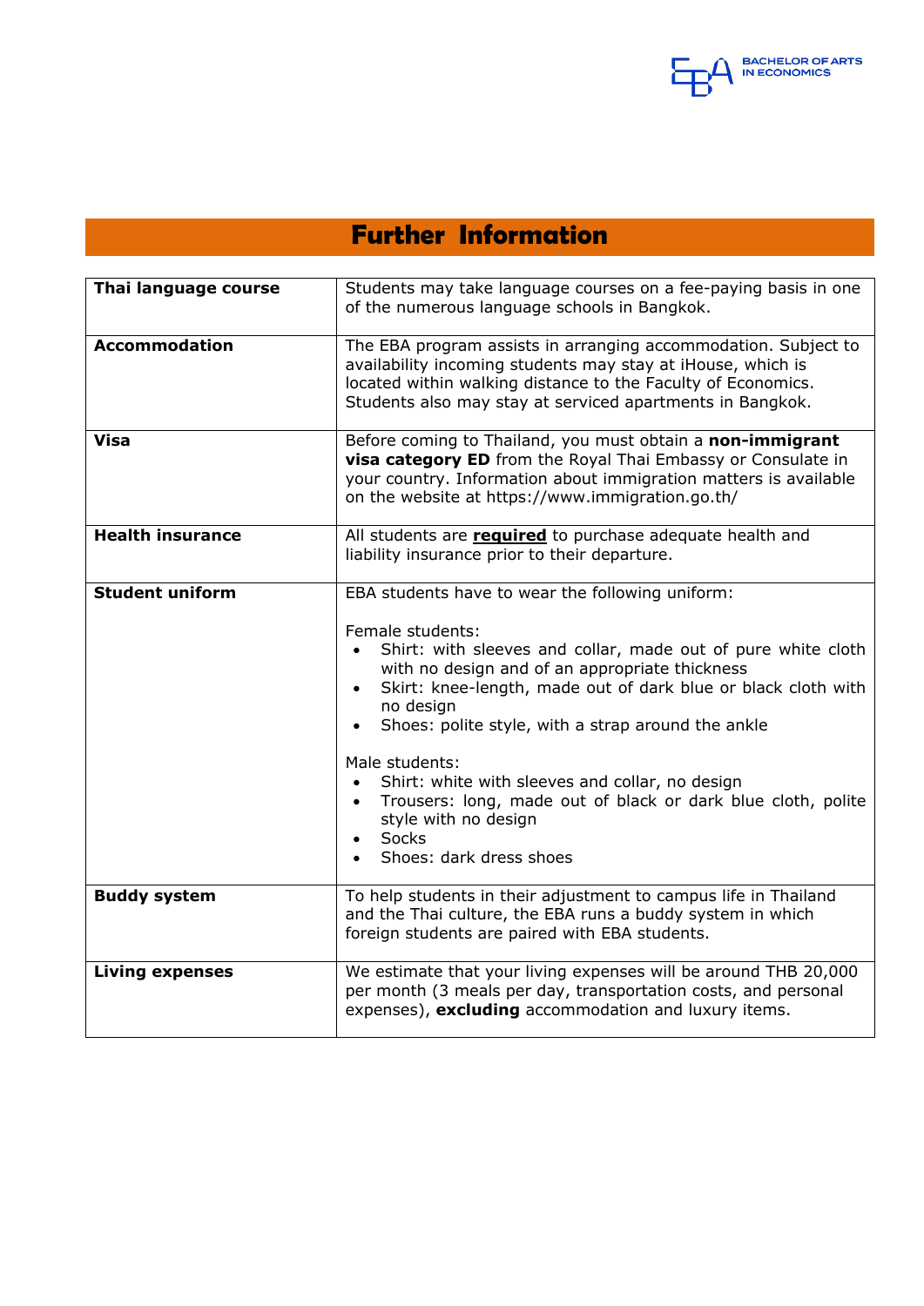# Further Information

| | |
|---|---|
| **Thai language course** | Students may take language courses on a fee-paying basis in one of the numerous language schools in Bangkok. |
| **Accommodation** | The EBA program assists in arranging accommodation. Subject to availability incoming students may stay at iHouse, which is located within walking distance to the Faculty of Economics. Students also may stay at serviced apartments in Bangkok. |
| **Visa** | Before coming to Thailand, you must obtain a **non-immigrant visa category ED** from the Royal Thai Embassy or Consulate in your country. Information about immigration matters is available on the website at https://www.immigration.go.th/ |
| **Health insurance** | All students are **required** to purchase adequate health and liability insurance prior to their departure. |
| **Student uniform** | EBA students have to wear the following uniform:<br><br>Female students:<br>• Shirt: with sleeves and collar, made out of pure white cloth with no design and of an appropriate thickness<br>• Skirt: knee-length, made out of dark blue or black cloth with no design<br>• Shoes: polite style, with a strap around the ankle<br><br>Male students:<br>• Shirt: white with sleeves and collar, no design<br>• Trousers: long, made out of black or dark blue cloth, polite style with no design<br>• Socks<br>• Shoes: dark dress shoes |
| **Buddy system** | To help students in their adjustment to campus life in Thailand and the Thai culture, the EBA runs a buddy system in which foreign students are paired with EBA students. |
| **Living expenses** | We estimate that your living expenses will be around THB 20,000 per month (3 meals per day, transportation costs, and personal expenses), **excluding** accommodation and luxury items. |